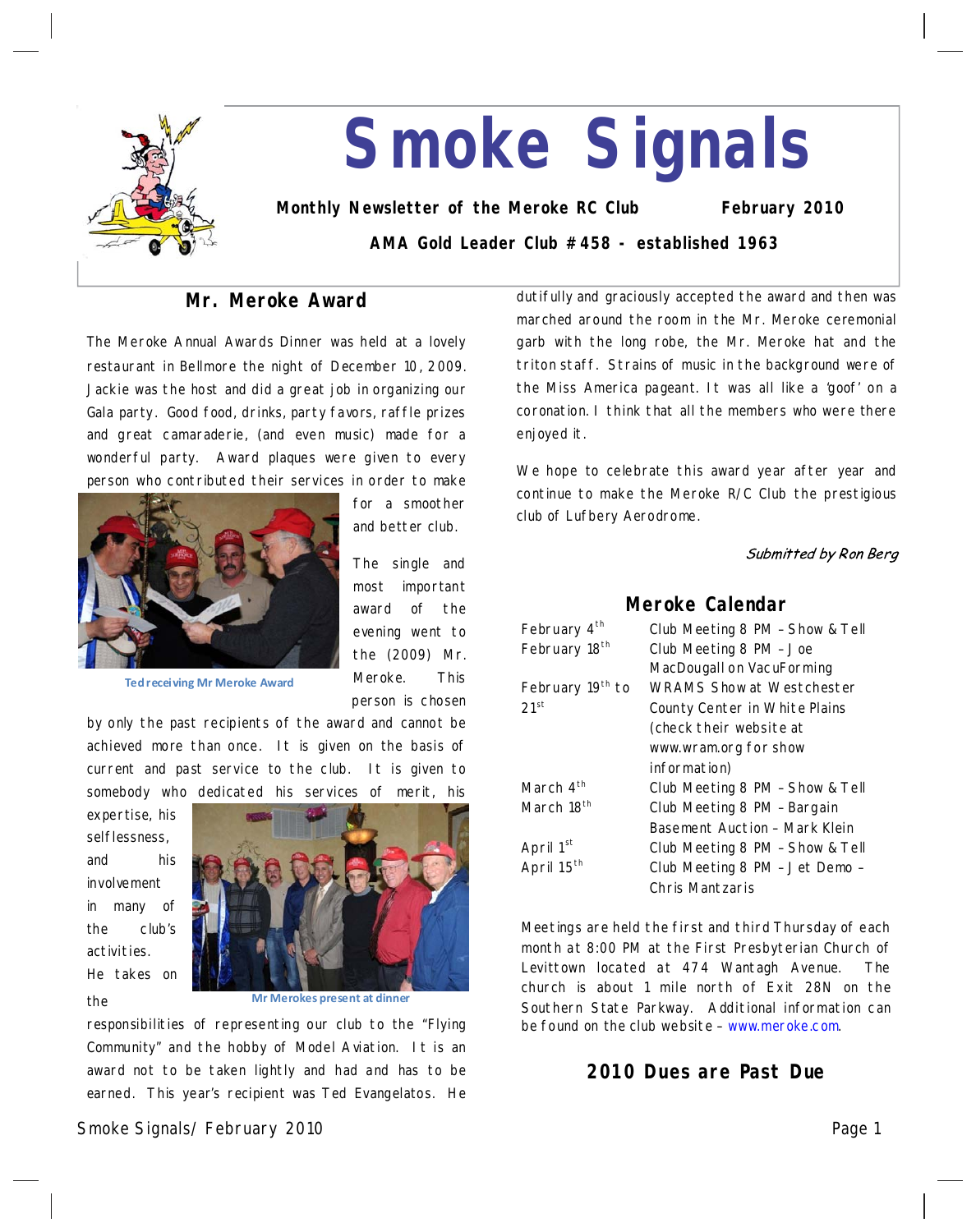# Smoke Signals

**Monthly Newsletter of the Meroke RC Club** **February 2010**

**AMA Gold Leader Club #458 - established 1963**

## Mr. Meroke Award

The Meroke Annual Awards Dinner was held at a lovely restaurant in Bellmore the night of December 10, 2009. Jackie was the host and did a great job in organizing our Gala party. Good food, drinks, party favors, raffle prizes and great camaraderie, (and even music) made for a wonderful party. Award plaques were given to every person who contributed their services in order to make for a smoother and better club.

Ted receiving Mr Meroke Award

The single and most important award of the evening went to the (2009) Mr. Meroke. This person is chosen by only the past recipients of the award and cannot be achieved more than once. It is given on the basis of current and past service to the club. It is given to somebody who dedicated his services of merit, his expertise, his selflessness, and his involvement in many of the club's activities. He takes on the responsibilities of representing our club to the "Flying Community" and the hobby of Model Aviation. It is an award not to be taken lightly and had and has to be earned. This year's recipient was Ted Evangelatos. He dutifully and graciously accepted the award and then was marched around the room in the Mr. Meroke ceremonial garb with the long robe, the Mr. Meroke hat and the triton staff. Strains of music in the background were of the Miss America pageant. It was all like a 'goof' on a coronation. I think that all the members who were there enjoyed it.

Mr Merokes present at dinner

We hope to celebrate this award year after year and continue to make the Meroke R/C Club the prestigious club of Lufbery Aerodrome.

*Submitted by Ron Berg*

## Meroke Calendar

| | |
|---|---|
| February 4th | Club Meeting 8 PM – Show & Tell |
| February 18th | Club Meeting 8 PM – Joe MacDougall on VacuForming |
| February 19th to 21st | WRAMS Show at Westchester County Center in White Plains (check their website at www.wram.org for show information) |
| March 4th | Club Meeting 8 PM – Show & Tell |
| March 18th | Club Meeting 8 PM – Bargain Basement Auction – Mark Klein |
| April 1st | Club Meeting 8 PM – Show & Tell |
| April 15th | Club Meeting 8 PM – Jet Demo – Chris Mantzaris |

Meetings are held the first and third Thursday of each month at 8:00 PM at the First Presbyterian Church of Levittown located at 474 Wantagh Avenue. The church is about 1 mile north of Exit 28N on the Southern State Parkway. Additional information can be found on the club website – www.meroke.com.

## 2010 Dues are Past Due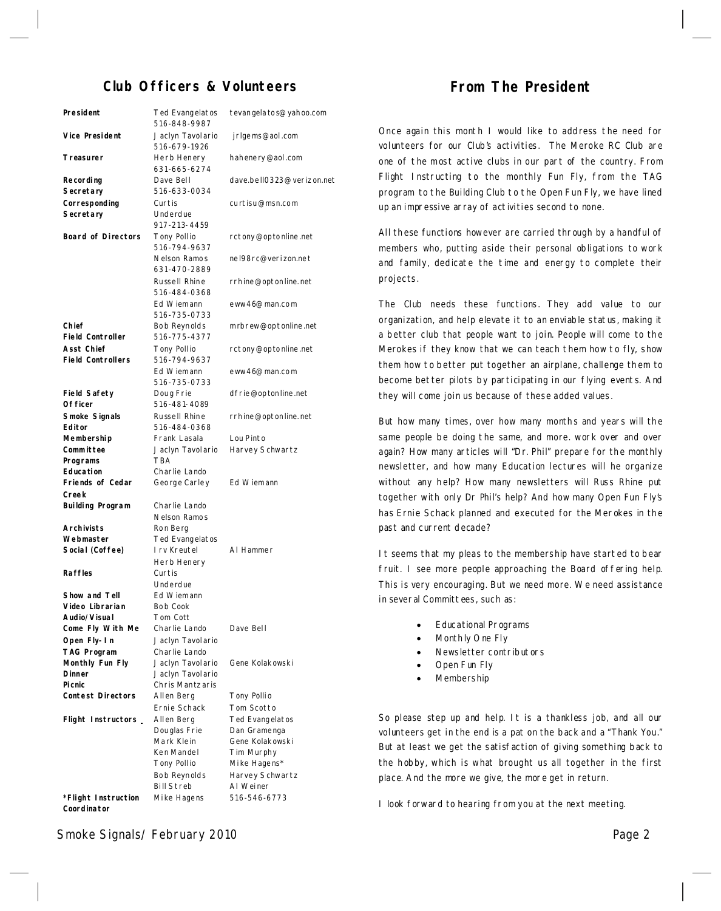## Club Officers & Volunteers

| Role | Name / Phone | Email / Other |
|---|---|---|
| **President** | Ted Evangelatos 516-848-9987 | tevangelatos@yahoo.com |
| **Vice President** | Jaclyn Tavolario 516-679-1926 | jrlgems@aol.com |
| **Treasurer** | Herb Henery 631-665-6274 | hahenery@aol.com |
| **Recording Secretary** | Dave Bell 516-633-0034 | dave.bell0323@verizon.net |
| **Corresponding Secretary** | Curtis Underdue 917-213-4459 | curtisu@msn.com |
| **Board of Directors** | Tony Pollio 516-794-9637 | rctony@optonline.net |
| | Nelson Ramos 631-470-2889 | nel98rc@verizon.net |
| | Russell Rhine 516-484-0368 | rrhine@optonline.net |
| | Ed Wiemann 516-735-0733 | eww46@man.com |
| **Chief Field Controller** | Bob Reynolds 516-775-4377 | mrbrew@optonline.net |
| **Asst Chief Field Controllers** | Tony Pollio 516-794-9637 | rctony@optonline.net |
| | Ed Wiemann 516-735-0733 | eww46@man.com |
| **Field Safety Officer** | Doug Frie 516-481-4089 | dfrie@optonline.net |
| **Smoke Signals Editor** | Russell Rhine 516-484-0368 | rrhine@optonline.net |
| **Membership Committee** | Frank Lasala | Lou Pinto |
| | Jaclyn Tavolario | Harvey Schwartz |
| **Programs** | TBA | |
| **Education** | Charlie Lando | |
| **Friends of Cedar Creek** | George Carley | Ed Wiemann |
| **Building Program** | Charlie Lando | |
| | Nelson Ramos | |
| **Archivists** | Ron Berg | |
| **Webmaster** | Ted Evangelatos | |
| **Social (Coffee)** | Irv Kreutel | Al Hammer |
| | Herb Henery | |
| **Raffles** | Curtis Underdue | |
| **Show and Tell** | Ed Wiemann | |
| **Video Librarian** | Bob Cook | |
| **Audio/Visual** | Tom Cott | |
| **Come Fly With Me** | Charlie Lando | Dave Bell |
| **Open Fly-In** | Jaclyn Tavolario | |
| **TAG Program** | Charlie Lando | |
| **Monthly Fun Fly** | Jaclyn Tavolario | Gene Kolakowski |
| **Dinner** | Jaclyn Tavolario | |
| **Picnic** | Chris Mantzaris | |
| **Contest Directors** | Allen Berg | Tony Pollio |
| | Ernie Schack | Tom Scotto |
| **Flight Instructors** | Allen Berg | Ted Evangelatos |
| | Douglas Frie | Dan Gramenga |
| | Mark Klein | Gene Kolakowski |
| | Ken Mandel | Tim Murphy |
| | Tony Pollio | Mike Hagens* |
| | Bob Reynolds | Harvey Schwartz |
| | Bill Streb | Al Weiner |
| ***Flight Instruction Coordinator** | Mike Hagens | 516-546-6773 |

## From The President

Once again this month I would like to address the need for volunteers for our Club's activities. The Meroke RC Club are one of the most active clubs in our part of the country. From Flight Instructing to the monthly Fun Fly, from the TAG program to the Building Club to the Open Fun Fly, we have lined up an impressive array of activities second to none.

All these functions however are carried through by a handful of members who, putting aside their personal obligations to work and family, dedicate the time and energy to complete their projects.

The Club needs these functions. They add value to our organization, and help elevate it to an enviable status, making it a better club that people want to join. People will come to the Merokes if they know that we can teach them how to fly, show them how to better put together an airplane, challenge them to become better pilots by participating in our flying events. And they will come join us because of these added values.

But how many times, over how many months and years will the same people be doing the same, and more. work over and over again? How many articles will "Dr. Phil" prepare for the monthly newsletter, and how many Education lectures will he organize without any help? How many newsletters will Russ Rhine put together with only Dr Phil's help? And how many Open Fun Fly's has Ernie Schack planned and executed for the Merokes in the past and current decade?

It seems that my pleas to the membership have started to bear fruit. I see more people approaching the Board offering help. This is very encouraging. But we need more. We need assistance in several Committees, such as:

- Educational Programs
- Monthly One Fly
- Newsletter contributors
- Open Fun Fly
- Membership

So please step up and help. It is a thankless job, and all our volunteers get in the end is a pat on the back and a "Thank You." But at least we get the satisfaction of giving something back to the hobby, which is what brought us all together in the first place. And the more we give, the more get in return.

I look forward to hearing from you at the next meeting.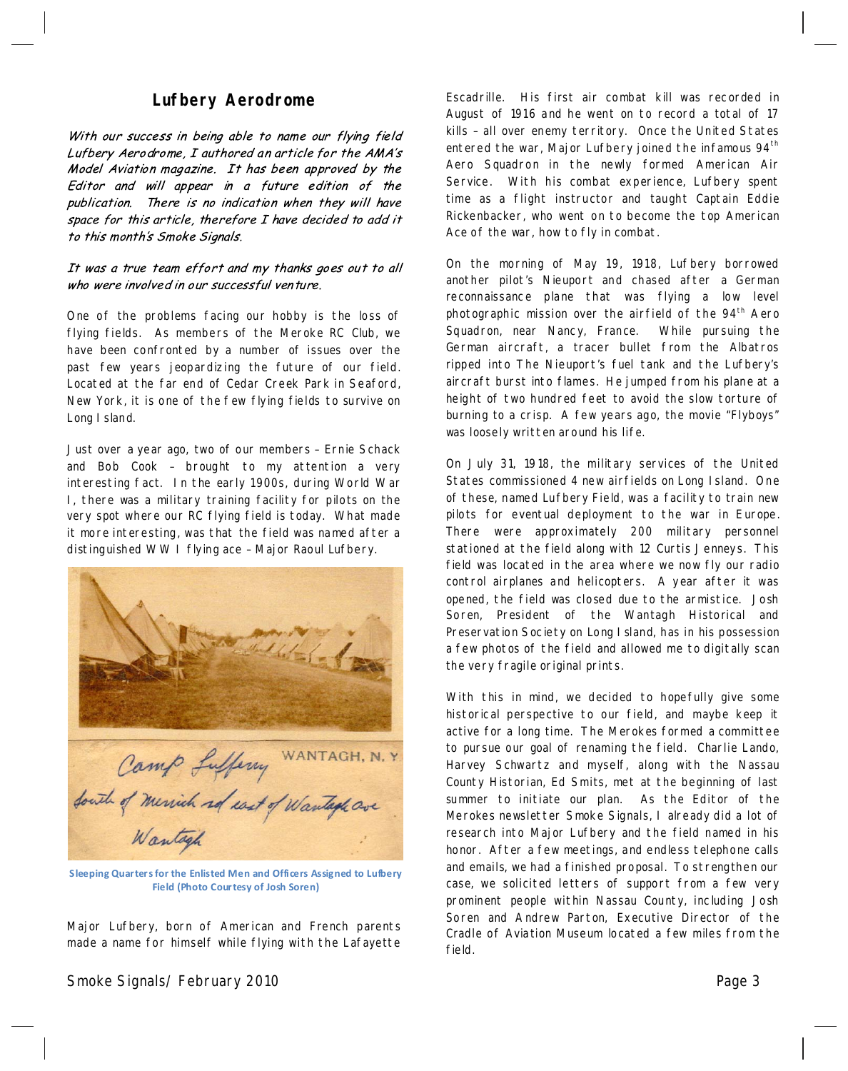## Lufbery Aerodrome

*With our success in being able to name our flying field Lufbery Aerodrome, I authored an article for the AMA's Model Aviation magazine. It has been approved by the Editor and will appear in a future edition of the publication. There is no indication when they will have space for this article, therefore I have decided to add it to this month's Smoke Signals.*

*It was a true team effort and my thanks goes out to all who were involved in our successful venture.*

One of the problems facing our hobby is the loss of flying fields. As members of the Meroke RC Club, we have been confronted by a number of issues over the past few years jeopardizing the future of our field. Located at the far end of Cedar Creek Park in Seaford, New York, it is one of the few flying fields to survive on Long Island.

Just over a year ago, two of our members – Ernie Schack and Bob Cook – brought to my attention a very interesting fact. In the early 1900s, during World War I, there was a military training facility for pilots on the very spot where our RC flying field is today. What made it more interesting, was that the field was named after a distinguished WWI flying ace – Major Raoul Lufbery.

**Sleeping Quarters for the Enlisted Men and Officers Assigned to Lufbery Field (Photo Courtesy of Josh Soren)**

Major Lufbery, born of American and French parents made a name for himself while flying with the Lafayette Escadrille. His first air combat kill was recorded in August of 1916 and he went on to record a total of 17 kills – all over enemy territory. Once the United States entered the war, Major Lufbery joined the infamous 94th Aero Squadron in the newly formed American Air Service. With his combat experience, Lufbery spent time as a flight instructor and taught Captain Eddie Rickenbacker, who went on to become the top American Ace of the war, how to fly in combat.

On the morning of May 19, 1918, Lufbery borrowed another pilot's Nieuport and chased after a German reconnaissance plane that was flying a low level photographic mission over the airfield of the 94th Aero Squadron, near Nancy, France. While pursuing the German aircraft, a tracer bullet from the Albatros ripped into The Nieuport's fuel tank and the Lufbery's aircraft burst into flames. He jumped from his plane at a height of two hundred feet to avoid the slow torture of burning to a crisp. A few years ago, the movie "Flyboys" was loosely written around his life.

On July 31, 1918, the military services of the United States commissioned 4 new airfields on Long Island. One of these, named Lufbery Field, was a facility to train new pilots for eventual deployment to the war in Europe. There were approximately 200 military personnel stationed at the field along with 12 Curtis Jenneys. This field was located in the area where we now fly our radio control airplanes and helicopters. A year after it was opened, the field was closed due to the armistice. Josh Soren, President of the Wantagh Historical and Preservation Society on Long Island, has in his possession a few photos of the field and allowed me to digitally scan the very fragile original prints.

With this in mind, we decided to hopefully give some historical perspective to our field, and maybe keep it active for a long time. The Merokes formed a committee to pursue our goal of renaming the field. Charlie Lando, Harvey Schwartz and myself, along with the Nassau County Historian, Ed Smits, met at the beginning of last summer to initiate our plan. As the Editor of the Merokes newsletter Smoke Signals, I already did a lot of research into Major Lufbery and the field named in his honor. After a few meetings, and endless telephone calls and emails, we had a finished proposal. To strengthen our case, we solicited letters of support from a few very prominent people within Nassau County, including Josh Soren and Andrew Parton, Executive Director of the Cradle of Aviation Museum located a few miles from the field.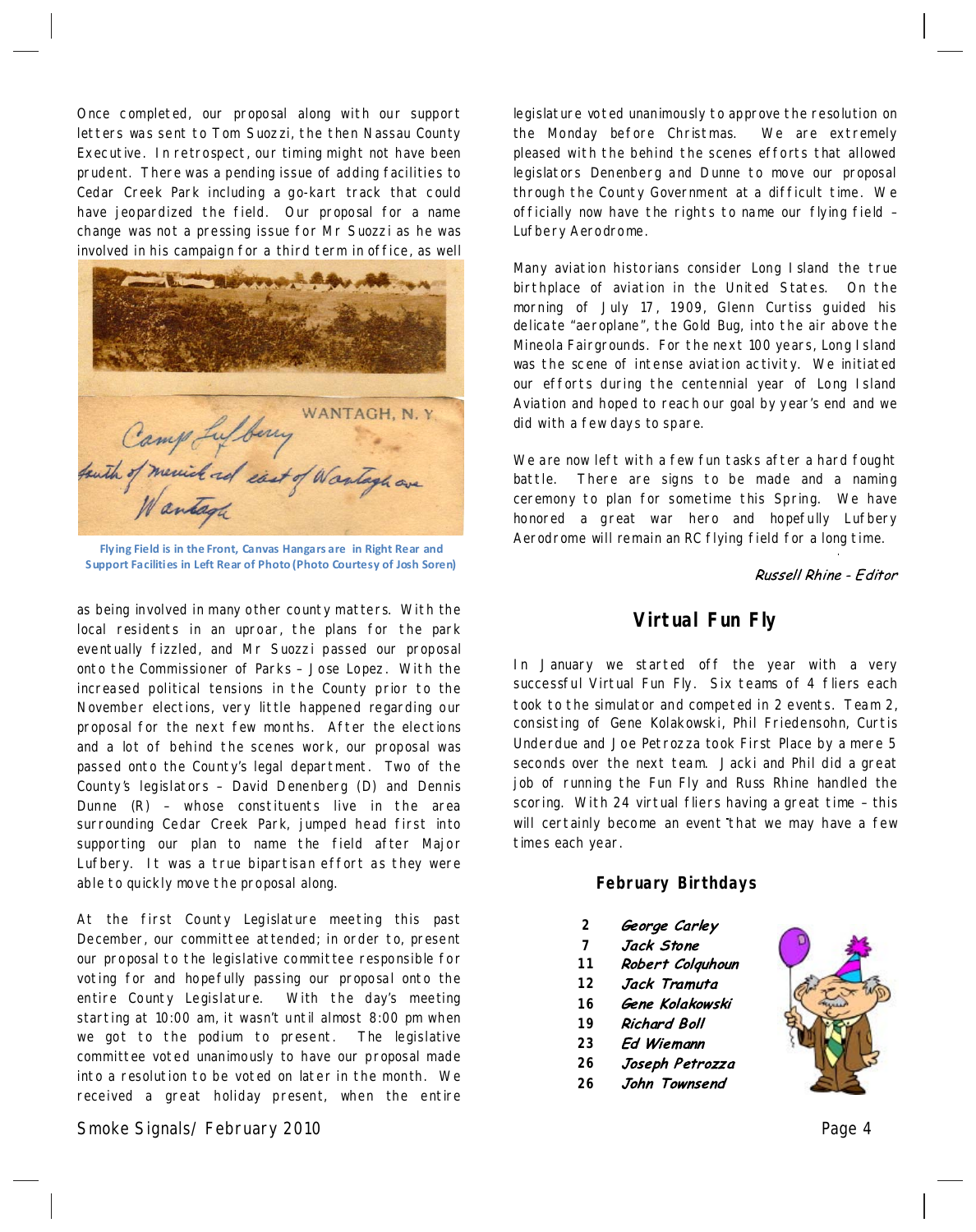Once completed, our proposal along with our support letters was sent to Tom Suozzi, the then Nassau County Executive. In retrospect, our timing might not have been prudent. There was a pending issue of adding facilities to Cedar Creek Park including a go-kart track that could have jeopardized the field. Our proposal for a name change was not a pressing issue for Mr Suozzi as he was involved in his campaign for a third term in office, as well as being involved in many other county matters. With the local residents in an uproar, the plans for the park eventually fizzled, and Mr Suozzi passed our proposal onto the Commissioner of Parks – Jose Lopez. With the increased political tensions in the County prior to the November elections, very little happened regarding our proposal for the next few months. After the elections and a lot of behind the scenes work, our proposal was passed onto the County's legal department. Two of the County's legislators – David Denenberg (D) and Dennis Dunne (R) – whose constituents live in the area surrounding Cedar Creek Park, jumped head first into supporting our plan to name the field after Major Lufbery. It was a true bipartisan effort as they were able to quickly move the proposal along.

Flying Field is in the Front, Canvas Hangars are in Right Rear and Support Facilities in Left Rear of Photo (Photo Courtesy of Josh Soren)

At the first County Legislature meeting this past December, our committee attended; in order to, present our proposal to the legislative committee responsible for voting for and hopefully passing our proposal onto the entire County Legislature. With the day's meeting starting at 10:00 am, it wasn't until almost 8:00 pm when we got to the podium to present. The legislative committee voted unanimously to have our proposal made into a resolution to be voted on later in the month. We received a great holiday present, when the entire legislature voted unanimously to approve the resolution on the Monday before Christmas. We are extremely pleased with the behind the scenes efforts that allowed legislators Denenberg and Dunne to move our proposal through the County Government at a difficult time. We officially now have the rights to name our flying field – Lufbery Aerodrome.

Many aviation historians consider Long Island the true birthplace of aviation in the United States. On the morning of July 17, 1909, Glenn Curtiss guided his delicate "aeroplane", the Gold Bug, into the air above the Mineola Fairgrounds. For the next 100 years, Long Island was the scene of intense aviation activity. We initiated our efforts during the centennial year of Long Island Aviation and hoped to reach our goal by year's end and we did with a few days to spare.

We are now left with a few fun tasks after a hard fought battle. There are signs to be made and a naming ceremony to plan for sometime this Spring. We have honored a great war hero and hopefully Lufbery Aerodrome will remain an RC flying field for a long time.

*Russell Rhine - Editor*

## Virtual Fun Fly

In January we started off the year with a very successful Virtual Fun Fly. Six teams of 4 fliers each took to the simulator and competed in 2 events. Team 2, consisting of Gene Kolakowski, Phil Friedensohn, Curtis Underdue and Joe Petrozza took First Place by a mere 5 seconds over the next team. Jacki and Phil did a great job of running the Fun Fly and Russ Rhine handled the scoring. With 24 virtual fliers having a great time – this will certainly become an event that we may have a few times each year.

### February Birthdays

| | |
|---|---|
| 2 | *George Carley* |
| 7 | *Jack Stone* |
| 11 | *Robert Colquhoun* |
| 12 | *Jack Tramuta* |
| 16 | *Gene Kolakowski* |
| 19 | *Richard Boll* |
| 23 | *Ed Wiemann* |
| 26 | *Joseph Petrozza* |
| 26 | *John Townsend* |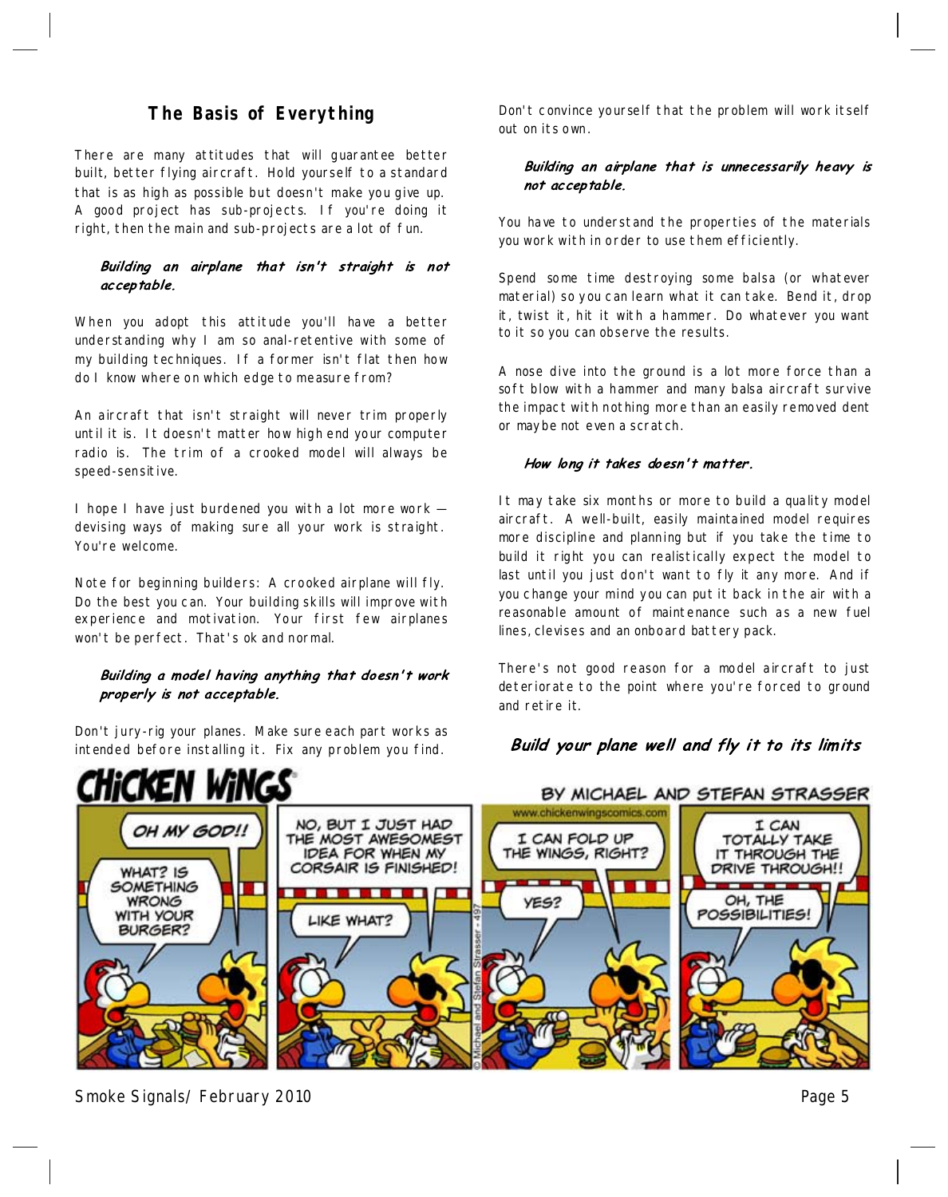## The Basis of Everything

There are many attitudes that will guarantee better built, better flying aircraft. Hold yourself to a standard that is as high as possible but doesn't make you give up. A good project has sub-projects. If you're doing it right, then the main and sub-projects are a lot of fun.

***Building an airplane that isn't straight is not acceptable.***

When you adopt this attitude you'll have a better understanding why I am so anal-retentive with some of my building techniques. If a former isn't flat then how do I know where on which edge to measure from?

An aircraft that isn't straight will never trim properly until it is. It doesn't matter how high end your computer radio is. The trim of a crooked model will always be speed-sensitive.

I hope I have just burdened you with a lot more work — devising ways of making sure all your work is straight. You're welcome.

Note for beginning builders: A crooked airplane will fly. Do the best you can. Your building skills will improve with experience and motivation. Your first few airplanes won't be perfect. That's ok and normal.

***Building a model having anything that doesn't work properly is not acceptable.***

Don't jury-rig your planes. Make sure each part works as intended before installing it. Fix any problem you find. Don't convince yourself that the problem will work itself out on its own.

***Building an airplane that is unnecessarily heavy is not acceptable.***

You have to understand the properties of the materials you work with in order to use them efficiently.

Spend some time destroying some balsa (or whatever material) so you can learn what it can take. Bend it, drop it, twist it, hit it with a hammer. Do whatever you want to it so you can observe the results.

A nose dive into the ground is a lot more force than a soft blow with a hammer and many balsa aircraft survive the impact with nothing more than an easily removed dent or maybe not even a scratch.

***How long it takes doesn't matter.***

It may take six months or more to build a quality model aircraft. A well-built, easily maintained model requires more discipline and planning but if you take the time to build it right you can realistically expect the model to last until you just don't want to fly it any more. And if you change your mind you can put it back in the air with a reasonable amount of maintenance such as a new fuel lines, clevises and an onboard battery pack.

There's not good reason for a model aircraft to just deteriorate to the point where you're forced to ground and retire it.

***Build your plane well and fly it to its limits***